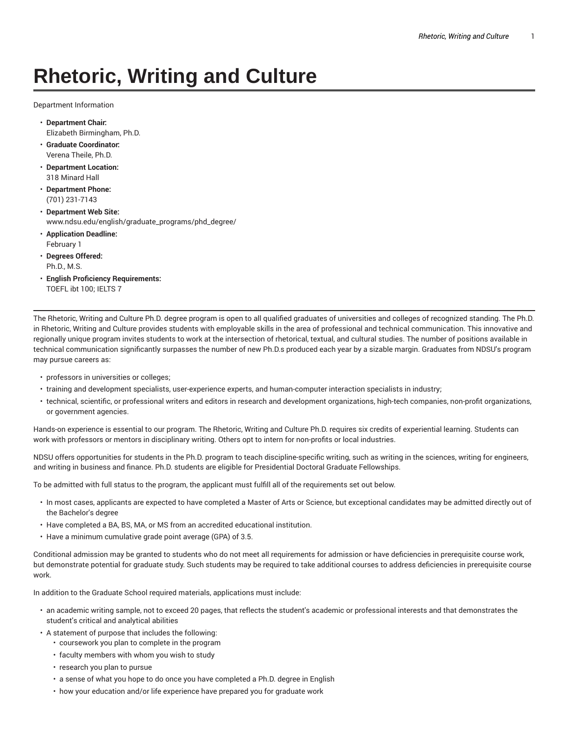# Rhetoric, Writing and Culture

Department Information

- **Department Chair:**
  Elizabeth Birmingham, Ph.D.
- **Graduate Coordinator:**
  Verena Theile, Ph.D.
- **Department Location:**
  318 Minard Hall
- **Department Phone:**
  (701) 231-7143
- **Department Web Site:**
  www.ndsu.edu/english/graduate_programs/phd_degree/
- **Application Deadline:**
  February 1
- **Degrees Offered:**
  Ph.D., M.S.
- **English Proficiency Requirements:**
  TOEFL ibt 100; IELTS 7

---

The Rhetoric, Writing and Culture Ph.D. degree program is open to all qualified graduates of universities and colleges of recognized standing. The Ph.D. in Rhetoric, Writing and Culture provides students with employable skills in the area of professional and technical communication. This innovative and regionally unique program invites students to work at the intersection of rhetorical, textual, and cultural studies. The number of positions available in technical communication significantly surpasses the number of new Ph.D.s produced each year by a sizable margin. Graduates from NDSU's program may pursue careers as:

- professors in universities or colleges;
- training and development specialists, user-experience experts, and human-computer interaction specialists in industry;
- technical, scientific, or professional writers and editors in research and development organizations, high-tech companies, non-profit organizations, or government agencies.

Hands-on experience is essential to our program. The Rhetoric, Writing and Culture Ph.D. requires six credits of experiential learning. Students can work with professors or mentors in disciplinary writing. Others opt to intern for non-profits or local industries.

NDSU offers opportunities for students in the Ph.D. program to teach discipline-specific writing, such as writing in the sciences, writing for engineers, and writing in business and finance. Ph.D. students are eligible for Presidential Doctoral Graduate Fellowships.

To be admitted with full status to the program, the applicant must fulfill all of the requirements set out below.

- In most cases, applicants are expected to have completed a Master of Arts or Science, but exceptional candidates may be admitted directly out of the Bachelor's degree
- Have completed a BA, BS, MA, or MS from an accredited educational institution.
- Have a minimum cumulative grade point average (GPA) of 3.5.

Conditional admission may be granted to students who do not meet all requirements for admission or have deficiencies in prerequisite course work, but demonstrate potential for graduate study. Such students may be required to take additional courses to address deficiencies in prerequisite course work.

In addition to the Graduate School required materials, applications must include:

- an academic writing sample, not to exceed 20 pages, that reflects the student's academic or professional interests and that demonstrates the student's critical and analytical abilities
- A statement of purpose that includes the following:
  - coursework you plan to complete in the program
  - faculty members with whom you wish to study
  - research you plan to pursue
  - a sense of what you hope to do once you have completed a Ph.D. degree in English
  - how your education and/or life experience have prepared you for graduate work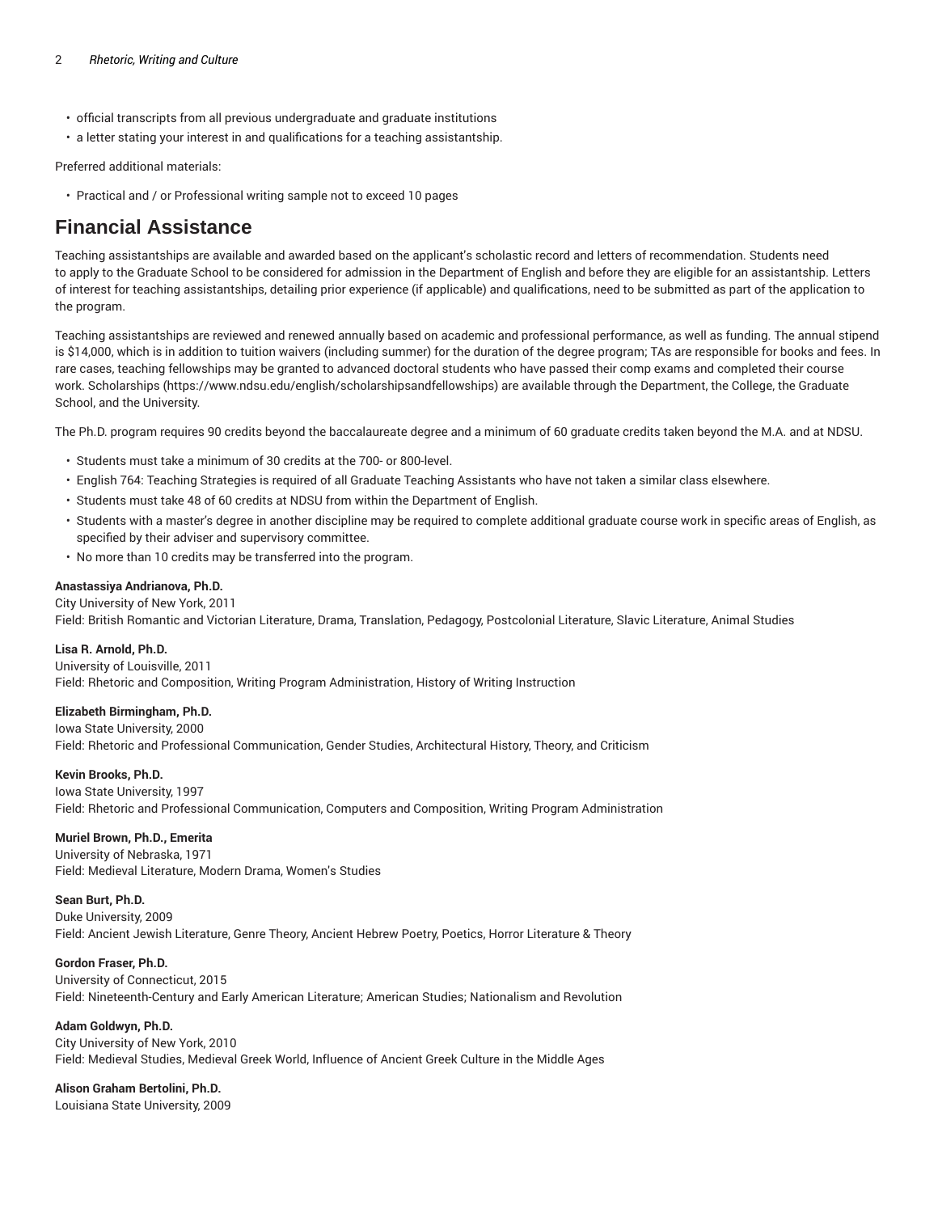- official transcripts from all previous undergraduate and graduate institutions
- a letter stating your interest in and qualifications for a teaching assistantship.

Preferred additional materials:

- Practical and / or Professional writing sample not to exceed 10 pages

## Financial Assistance

Teaching assistantships are available and awarded based on the applicant's scholastic record and letters of recommendation. Students need to apply to the Graduate School to be considered for admission in the Department of English and before they are eligible for an assistantship. Letters of interest for teaching assistantships, detailing prior experience (if applicable) and qualifications, need to be submitted as part of the application to the program.

Teaching assistantships are reviewed and renewed annually based on academic and professional performance, as well as funding. The annual stipend is $14,000, which is in addition to tuition waivers (including summer) for the duration of the degree program; TAs are responsible for books and fees. In rare cases, teaching fellowships may be granted to advanced doctoral students who have passed their comp exams and completed their course work. Scholarships (https://www.ndsu.edu/english/scholarshipsandfellowships) are available through the Department, the College, the Graduate School, and the University.

The Ph.D. program requires 90 credits beyond the baccalaureate degree and a minimum of 60 graduate credits taken beyond the M.A. and at NDSU.

- Students must take a minimum of 30 credits at the 700- or 800-level.
- English 764: Teaching Strategies is required of all Graduate Teaching Assistants who have not taken a similar class elsewhere.
- Students must take 48 of 60 credits at NDSU from within the Department of English.
- Students with a master's degree in another discipline may be required to complete additional graduate course work in specific areas of English, as specified by their adviser and supervisory committee.
- No more than 10 credits may be transferred into the program.

**Anastassiya Andrianova, Ph.D.**
City University of New York, 2011
Field: British Romantic and Victorian Literature, Drama, Translation, Pedagogy, Postcolonial Literature, Slavic Literature, Animal Studies

**Lisa R. Arnold, Ph.D.**
University of Louisville, 2011
Field: Rhetoric and Composition, Writing Program Administration, History of Writing Instruction

**Elizabeth Birmingham, Ph.D.**
Iowa State University, 2000
Field: Rhetoric and Professional Communication, Gender Studies, Architectural History, Theory, and Criticism

**Kevin Brooks, Ph.D.**
Iowa State University, 1997
Field: Rhetoric and Professional Communication, Computers and Composition, Writing Program Administration

**Muriel Brown, Ph.D., Emerita**
University of Nebraska, 1971
Field: Medieval Literature, Modern Drama, Women's Studies

**Sean Burt, Ph.D.**
Duke University, 2009
Field: Ancient Jewish Literature, Genre Theory, Ancient Hebrew Poetry, Poetics, Horror Literature & Theory

**Gordon Fraser, Ph.D.**
University of Connecticut, 2015
Field: Nineteenth-Century and Early American Literature; American Studies; Nationalism and Revolution

**Adam Goldwyn, Ph.D.**
City University of New York, 2010
Field: Medieval Studies, Medieval Greek World, Influence of Ancient Greek Culture in the Middle Ages

**Alison Graham Bertolini, Ph.D.**
Louisiana State University, 2009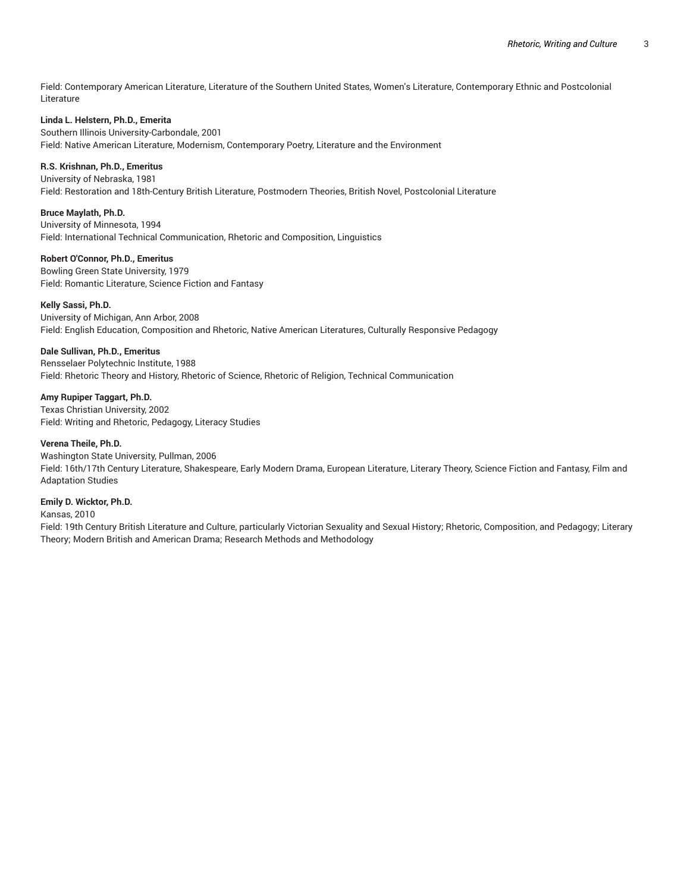Field: Contemporary American Literature, Literature of the Southern United States, Women's Literature, Contemporary Ethnic and Postcolonial Literature

**Linda L. Helstern, Ph.D., Emerita**
Southern Illinois University-Carbondale, 2001
Field: Native American Literature, Modernism, Contemporary Poetry, Literature and the Environment

**R.S. Krishnan, Ph.D., Emeritus**
University of Nebraska, 1981
Field: Restoration and 18th-Century British Literature, Postmodern Theories, British Novel, Postcolonial Literature

**Bruce Maylath, Ph.D.**
University of Minnesota, 1994
Field: International Technical Communication, Rhetoric and Composition, Linguistics

**Robert O'Connor, Ph.D., Emeritus**
Bowling Green State University, 1979
Field: Romantic Literature, Science Fiction and Fantasy

**Kelly Sassi, Ph.D.**
University of Michigan, Ann Arbor, 2008
Field: English Education, Composition and Rhetoric, Native American Literatures, Culturally Responsive Pedagogy

**Dale Sullivan, Ph.D., Emeritus**
Rensselaer Polytechnic Institute, 1988
Field: Rhetoric Theory and History, Rhetoric of Science, Rhetoric of Religion, Technical Communication

**Amy Rupiper Taggart, Ph.D.**
Texas Christian University, 2002
Field: Writing and Rhetoric, Pedagogy, Literacy Studies

**Verena Theile, Ph.D.**
Washington State University, Pullman, 2006
Field: 16th/17th Century Literature, Shakespeare, Early Modern Drama, European Literature, Literary Theory, Science Fiction and Fantasy, Film and Adaptation Studies

**Emily D. Wicktor, Ph.D.**
Kansas, 2010
Field: 19th Century British Literature and Culture, particularly Victorian Sexuality and Sexual History; Rhetoric, Composition, and Pedagogy; Literary Theory; Modern British and American Drama; Research Methods and Methodology